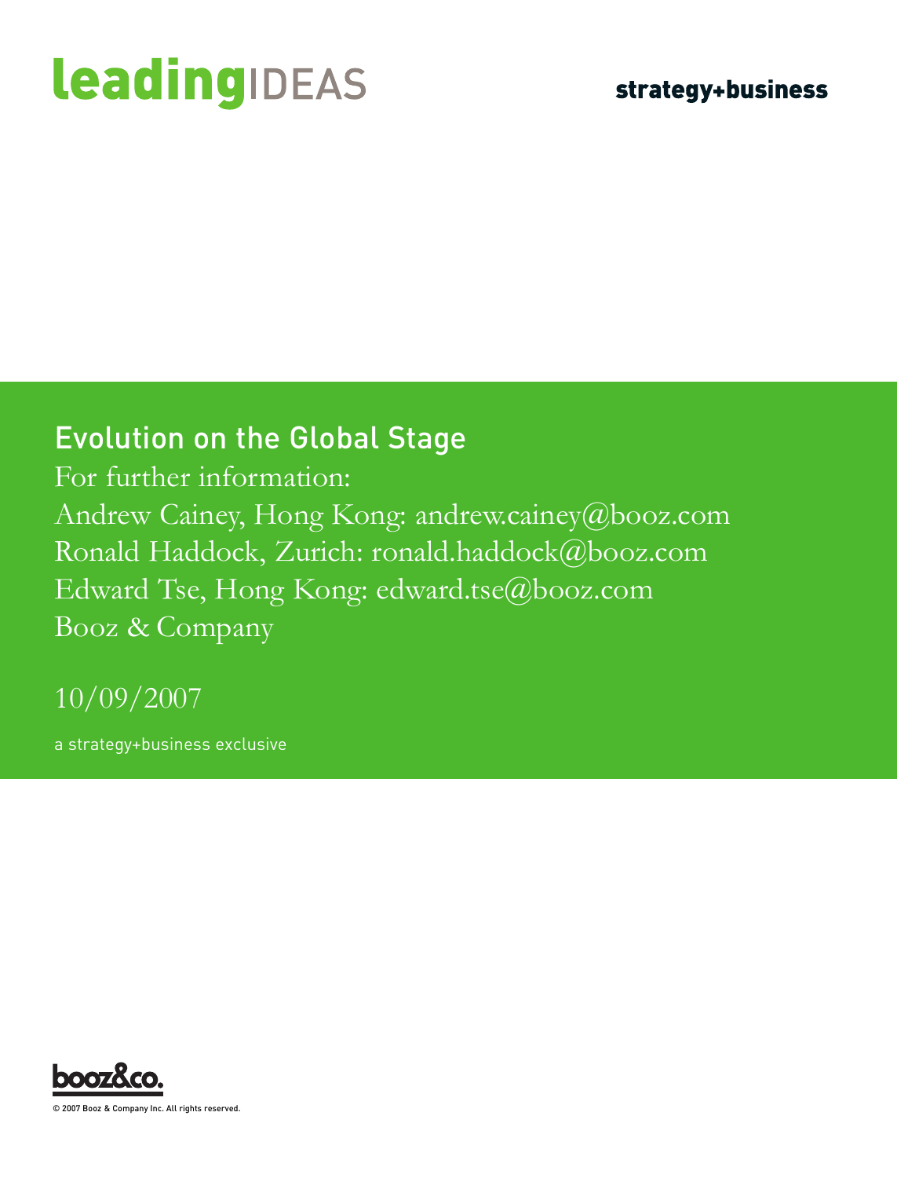leadingIDEAS

strategy+business

# Evolution on the Global Stage

For further information:

Andrew Cainey, Hong Kong: andrew.cainey@booz.com

Ronald Haddock, Zurich: ronald.haddock@booz.com

Edward Tse, Hong Kong: edward.tse@booz.com

Booz & Company

10/09/2007

a strategy+business exclusive

booz&co.

© 2007 Booz & Company Inc. All rights reserved.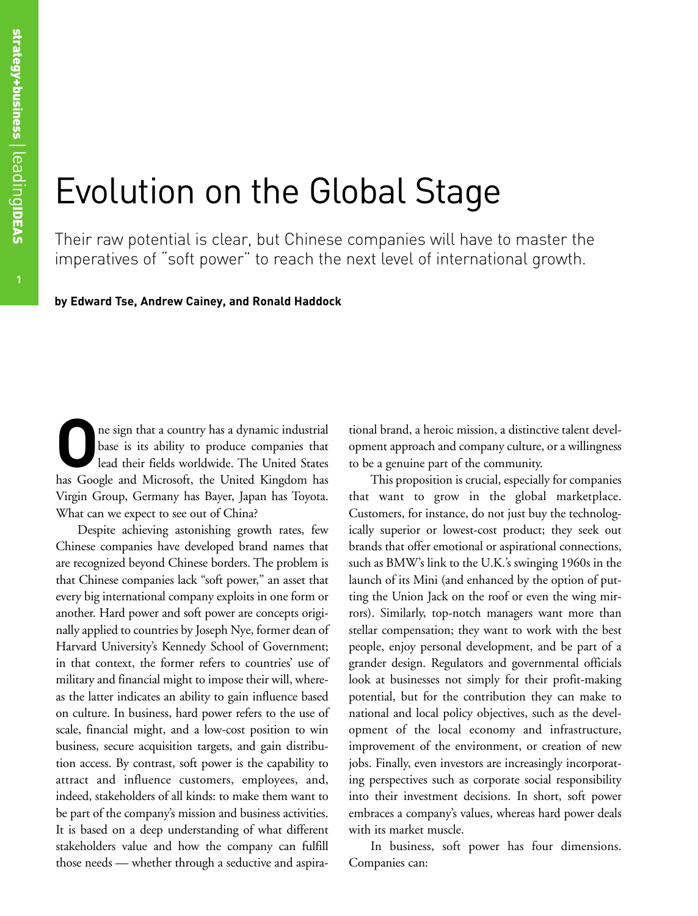# Evolution on the Global Stage

Their raw potential is clear, but Chinese companies will have to master the imperatives of "soft power" to reach the next level of international growth.

**by Edward Tse, Andrew Cainey, and Ronald Haddock**

One sign that a country has a dynamic industrial base is its ability to produce companies that lead their fields worldwide. The United States has Google and Microsoft, the United Kingdom has Virgin Group, Germany has Bayer, Japan has Toyota. What can we expect to see out of China?

Despite achieving astonishing growth rates, few Chinese companies have developed brand names that are recognized beyond Chinese borders. The problem is that Chinese companies lack "soft power," an asset that every big international company exploits in one form or another. Hard power and soft power are concepts originally applied to countries by Joseph Nye, former dean of Harvard University's Kennedy School of Government; in that context, the former refers to countries' use of military and financial might to impose their will, whereas the latter indicates an ability to gain influence based on culture. In business, hard power refers to the use of scale, financial might, and a low-cost position to win business, secure acquisition targets, and gain distribution access. By contrast, soft power is the capability to attract and influence customers, employees, and, indeed, stakeholders of all kinds: to make them want to be part of the company's mission and business activities. It is based on a deep understanding of what different stakeholders value and how the company can fulfill those needs — whether through a seductive and aspirational brand, a heroic mission, a distinctive talent development approach and company culture, or a willingness to be a genuine part of the community.

This proposition is crucial, especially for companies that want to grow in the global marketplace. Customers, for instance, do not just buy the technologically superior or lowest-cost product; they seek out brands that offer emotional or aspirational connections, such as BMW's link to the U.K.'s swinging 1960s in the launch of its Mini (and enhanced by the option of putting the Union Jack on the roof or even the wing mirrors). Similarly, top-notch managers want more than stellar compensation; they want to work with the best people, enjoy personal development, and be part of a grander design. Regulators and governmental officials look at businesses not simply for their profit-making potential, but for the contribution they can make to national and local policy objectives, such as the development of the local economy and infrastructure, improvement of the environment, or creation of new jobs. Finally, even investors are increasingly incorporating perspectives such as corporate social responsibility into their investment decisions. In short, soft power embraces a company's values, whereas hard power deals with its market muscle.

In business, soft power has four dimensions. Companies can: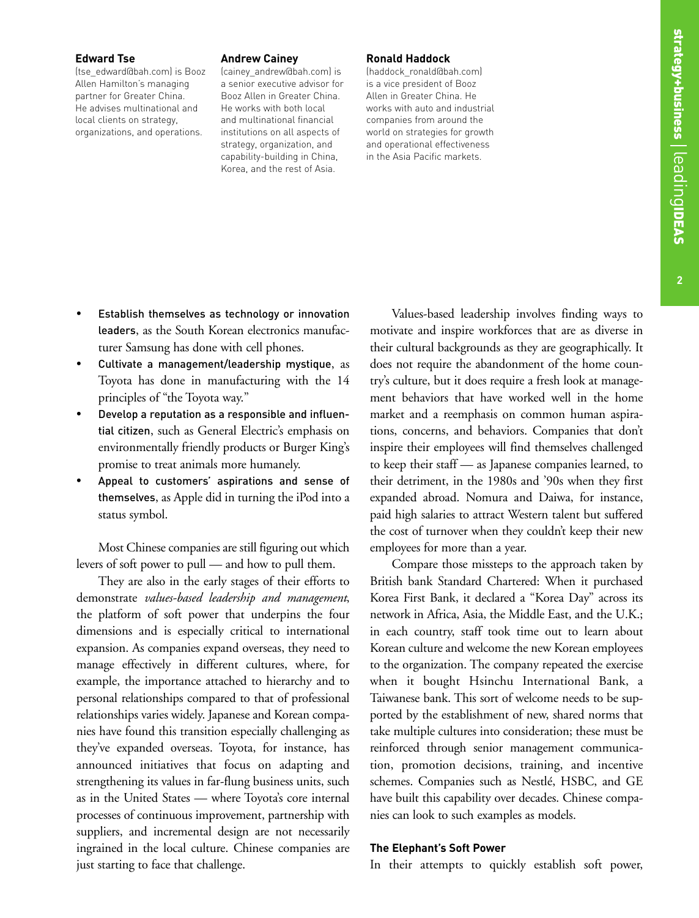**Edward Tse**
(tse_edward@bah.com) is Booz Allen Hamilton's managing partner for Greater China. He advises multinational and local clients on strategy, organizations, and operations.

**Andrew Cainey**
(cainey_andrew@bah.com) is a senior executive advisor for Booz Allen in Greater China. He works with both local and multinational financial institutions on all aspects of strategy, organization, and capability-building in China, Korea, and the rest of Asia.

**Ronald Haddock**
(haddock_ronald@bah.com) is a vice president of Booz Allen in Greater China. He works with auto and industrial companies from around the world on strategies for growth and operational effectiveness in the Asia Pacific markets.

- **Establish themselves as technology or innovation leaders**, as the South Korean electronics manufacturer Samsung has done with cell phones.
- **Cultivate a management/leadership mystique**, as Toyota has done in manufacturing with the 14 principles of "the Toyota way."
- **Develop a reputation as a responsible and influential citizen**, such as General Electric's emphasis on environmentally friendly products or Burger King's promise to treat animals more humanely.
- **Appeal to customers' aspirations and sense of themselves**, as Apple did in turning the iPod into a status symbol.

Most Chinese companies are still figuring out which levers of soft power to pull — and how to pull them.

They are also in the early stages of their efforts to demonstrate *values-based leadership and management*, the platform of soft power that underpins the four dimensions and is especially critical to international expansion. As companies expand overseas, they need to manage effectively in different cultures, where, for example, the importance attached to hierarchy and to personal relationships compared to that of professional relationships varies widely. Japanese and Korean companies have found this transition especially challenging as they've expanded overseas. Toyota, for instance, has announced initiatives that focus on adapting and strengthening its values in far-flung business units, such as in the United States — where Toyota's core internal processes of continuous improvement, partnership with suppliers, and incremental design are not necessarily ingrained in the local culture. Chinese companies are just starting to face that challenge.

Values-based leadership involves finding ways to motivate and inspire workforces that are as diverse in their cultural backgrounds as they are geographically. It does not require the abandonment of the home country's culture, but it does require a fresh look at management behaviors that have worked well in the home market and a reemphasis on common human aspirations, concerns, and behaviors. Companies that don't inspire their employees will find themselves challenged to keep their staff — as Japanese companies learned, to their detriment, in the 1980s and '90s when they first expanded abroad. Nomura and Daiwa, for instance, paid high salaries to attract Western talent but suffered the cost of turnover when they couldn't keep their new employees for more than a year.

Compare those missteps to the approach taken by British bank Standard Chartered: When it purchased Korea First Bank, it declared a "Korea Day" across its network in Africa, Asia, the Middle East, and the U.K.; in each country, staff took time out to learn about Korean culture and welcome the new Korean employees to the organization. The company repeated the exercise when it bought Hsinchu International Bank, a Taiwanese bank. This sort of welcome needs to be supported by the establishment of new, shared norms that take multiple cultures into consideration; these must be reinforced through senior management communication, promotion decisions, training, and incentive schemes. Companies such as Nestlé, HSBC, and GE have built this capability over decades. Chinese companies can look to such examples as models.

### The Elephant's Soft Power

In their attempts to quickly establish soft power,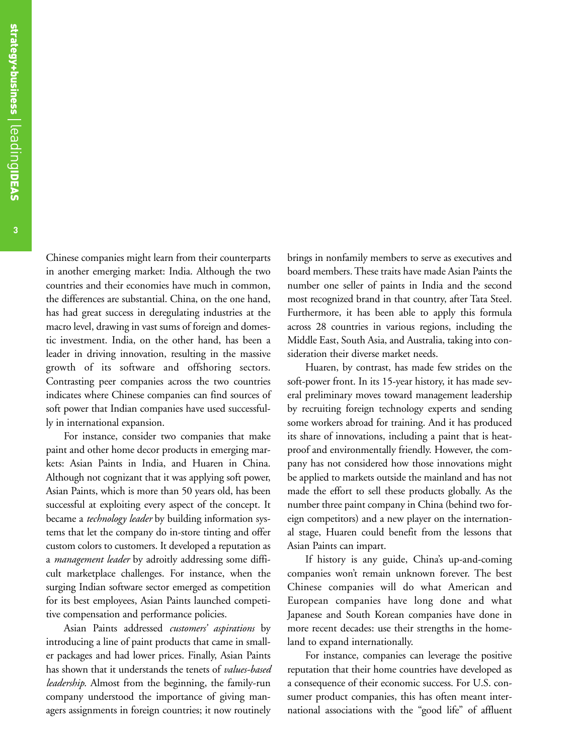Chinese companies might learn from their counterparts in another emerging market: India. Although the two countries and their economies have much in common, the differences are substantial. China, on the one hand, has had great success in deregulating industries at the macro level, drawing in vast sums of foreign and domestic investment. India, on the other hand, has been a leader in driving innovation, resulting in the massive growth of its software and offshoring sectors. Contrasting peer companies across the two countries indicates where Chinese companies can find sources of soft power that Indian companies have used successfully in international expansion.

For instance, consider two companies that make paint and other home decor products in emerging markets: Asian Paints in India, and Huaren in China. Although not cognizant that it was applying soft power, Asian Paints, which is more than 50 years old, has been successful at exploiting every aspect of the concept. It became a *technology leader* by building information systems that let the company do in-store tinting and offer custom colors to customers. It developed a reputation as a *management leader* by adroitly addressing some difficult marketplace challenges. For instance, when the surging Indian software sector emerged as competition for its best employees, Asian Paints launched competitive compensation and performance policies.

Asian Paints addressed *customers' aspirations* by introducing a line of paint products that came in smaller packages and had lower prices. Finally, Asian Paints has shown that it understands the tenets of *values-based leadership*. Almost from the beginning, the family-run company understood the importance of giving managers assignments in foreign countries; it now routinely brings in nonfamily members to serve as executives and board members. These traits have made Asian Paints the number one seller of paints in India and the second most recognized brand in that country, after Tata Steel. Furthermore, it has been able to apply this formula across 28 countries in various regions, including the Middle East, South Asia, and Australia, taking into consideration their diverse market needs.

Huaren, by contrast, has made few strides on the soft-power front. In its 15-year history, it has made several preliminary moves toward management leadership by recruiting foreign technology experts and sending some workers abroad for training. And it has produced its share of innovations, including a paint that is heatproof and environmentally friendly. However, the company has not considered how those innovations might be applied to markets outside the mainland and has not made the effort to sell these products globally. As the number three paint company in China (behind two foreign competitors) and a new player on the international stage, Huaren could benefit from the lessons that Asian Paints can impart.

If history is any guide, China's up-and-coming companies won't remain unknown forever. The best Chinese companies will do what American and European companies have long done and what Japanese and South Korean companies have done in more recent decades: use their strengths in the homeland to expand internationally.

For instance, companies can leverage the positive reputation that their home countries have developed as a consequence of their economic success. For U.S. consumer product companies, this has often meant international associations with the "good life" of affluent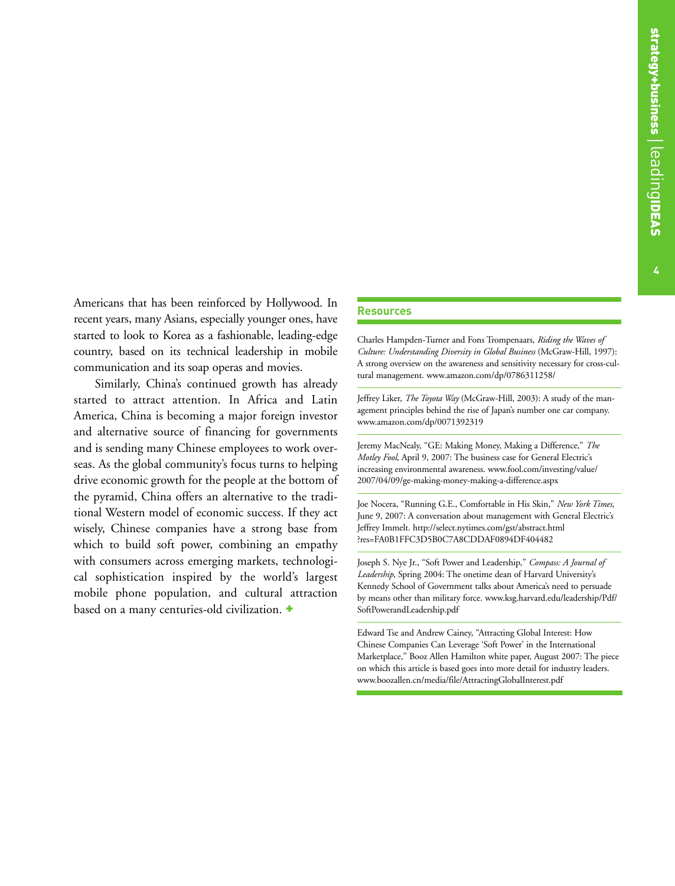Americans that has been reinforced by Hollywood. In recent years, many Asians, especially younger ones, have started to look to Korea as a fashionable, leading-edge country, based on its technical leadership in mobile communication and its soap operas and movies.

Similarly, China's continued growth has already started to attract attention. In Africa and Latin America, China is becoming a major foreign investor and alternative source of financing for governments and is sending many Chinese employees to work overseas. As the global community's focus turns to helping drive economic growth for the people at the bottom of the pyramid, China offers an alternative to the traditional Western model of economic success. If they act wisely, Chinese companies have a strong base from which to build soft power, combining an empathy with consumers across emerging markets, technological sophistication inspired by the world's largest mobile phone population, and cultural attraction based on a many centuries-old civilization. +

## Resources

Charles Hampden-Turner and Fons Trompenaars, *Riding the Waves of Culture: Understanding Diversity in Global Business* (McGraw-Hill, 1997): A strong overview on the awareness and sensitivity necessary for cross-cultural management. www.amazon.com/dp/0786311258/

Jeffrey Liker, *The Toyota Way* (McGraw-Hill, 2003): A study of the management principles behind the rise of Japan's number one car company. www.amazon.com/dp/0071392319

Jeremy MacNealy, "GE: Making Money, Making a Difference," *The Motley Fool*, April 9, 2007: The business case for General Electric's increasing environmental awareness. www.fool.com/investing/value/2007/04/09/ge-making-money-making-a-difference.aspx

Joe Nocera, "Running G.E., Comfortable in His Skin," *New York Times*, June 9, 2007: A conversation about management with General Electric's Jeffrey Immelt. http://select.nytimes.com/gst/abstract.html?res=FA0B1FFC3D5B0C7A8CDDAF0894DF404482

Joseph S. Nye Jr., "Soft Power and Leadership," *Compass: A Journal of Leadership*, Spring 2004: The onetime dean of Harvard University's Kennedy School of Government talks about America's need to persuade by means other than military force. www.ksg.harvard.edu/leadership/Pdf/SoftPowerandLeadership.pdf

Edward Tse and Andrew Cainey, "Attracting Global Interest: How Chinese Companies Can Leverage 'Soft Power' in the International Marketplace," Booz Allen Hamilton white paper, August 2007: The piece on which this article is based goes into more detail for industry leaders. www.boozallen.cn/media/file/AttractingGlobalInterest.pdf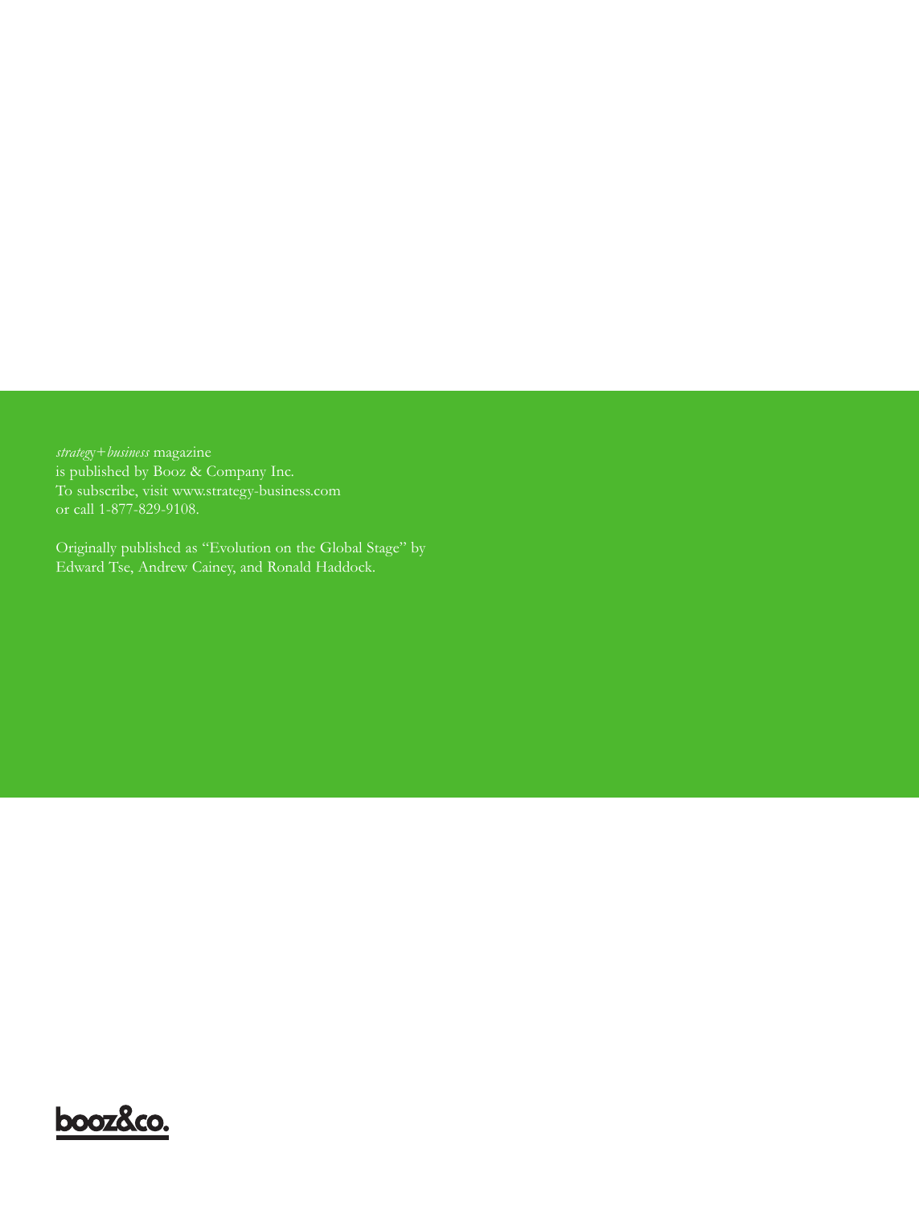*strategy+business* magazine
is published by Booz & Company Inc.
To subscribe, visit www.strategy-business.com
or call 1-877-829-9108.

Originally published as "Evolution on the Global Stage" by
Edward Tse, Andrew Cainey, and Ronald Haddock.

booz&co.